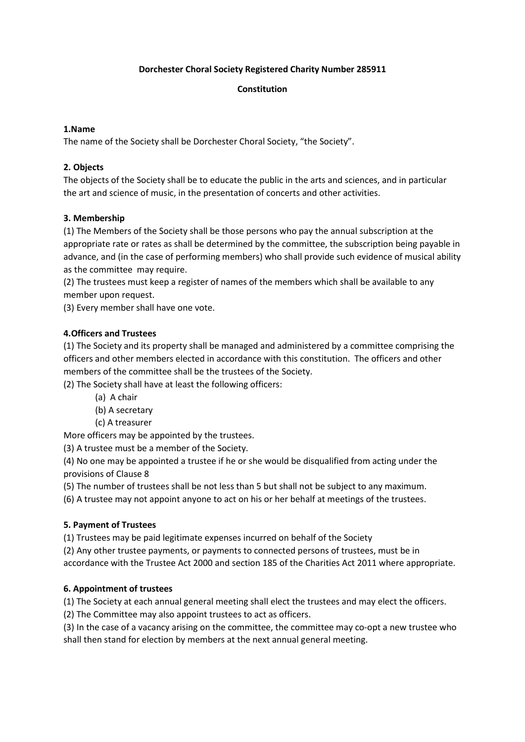**Dorchester Choral Society Registered Charity Number 285911**

**Constitution**

### 1.Name

The name of the Society shall be Dorchester Choral Society, "the Society".

### 2. Objects

The objects of the Society shall be to educate the public in the arts and sciences, and in particular the art and science of music, in the presentation of concerts and other activities.

### 3. Membership

(1) The Members of the Society shall be those persons who pay the annual subscription at the appropriate rate or rates as shall be determined by the committee, the subscription being payable in advance, and (in the case of performing members) who shall provide such evidence of musical ability as the committee may require.

(2) The trustees must keep a register of names of the members which shall be available to any member upon request.

(3) Every member shall have one vote.

### 4.Officers and Trustees

(1) The Society and its property shall be managed and administered by a committee comprising the officers and other members elected in accordance with this constitution. The officers and other members of the committee shall be the trustees of the Society.

(2) The Society shall have at least the following officers:

- (a) A chair
- (b) A secretary
- (c) A treasurer

More officers may be appointed by the trustees.

(3) A trustee must be a member of the Society.

(4) No one may be appointed a trustee if he or she would be disqualified from acting under the provisions of Clause 8

(5) The number of trustees shall be not less than 5 but shall not be subject to any maximum.

(6) A trustee may not appoint anyone to act on his or her behalf at meetings of the trustees.

### 5. Payment of Trustees

(1) Trustees may be paid legitimate expenses incurred on behalf of the Society

(2) Any other trustee payments, or payments to connected persons of trustees, must be in accordance with the Trustee Act 2000 and section 185 of the Charities Act 2011 where appropriate.

### 6. Appointment of trustees

(1) The Society at each annual general meeting shall elect the trustees and may elect the officers.

(2) The Committee may also appoint trustees to act as officers.

(3) In the case of a vacancy arising on the committee, the committee may co-opt a new trustee who shall then stand for election by members at the next annual general meeting.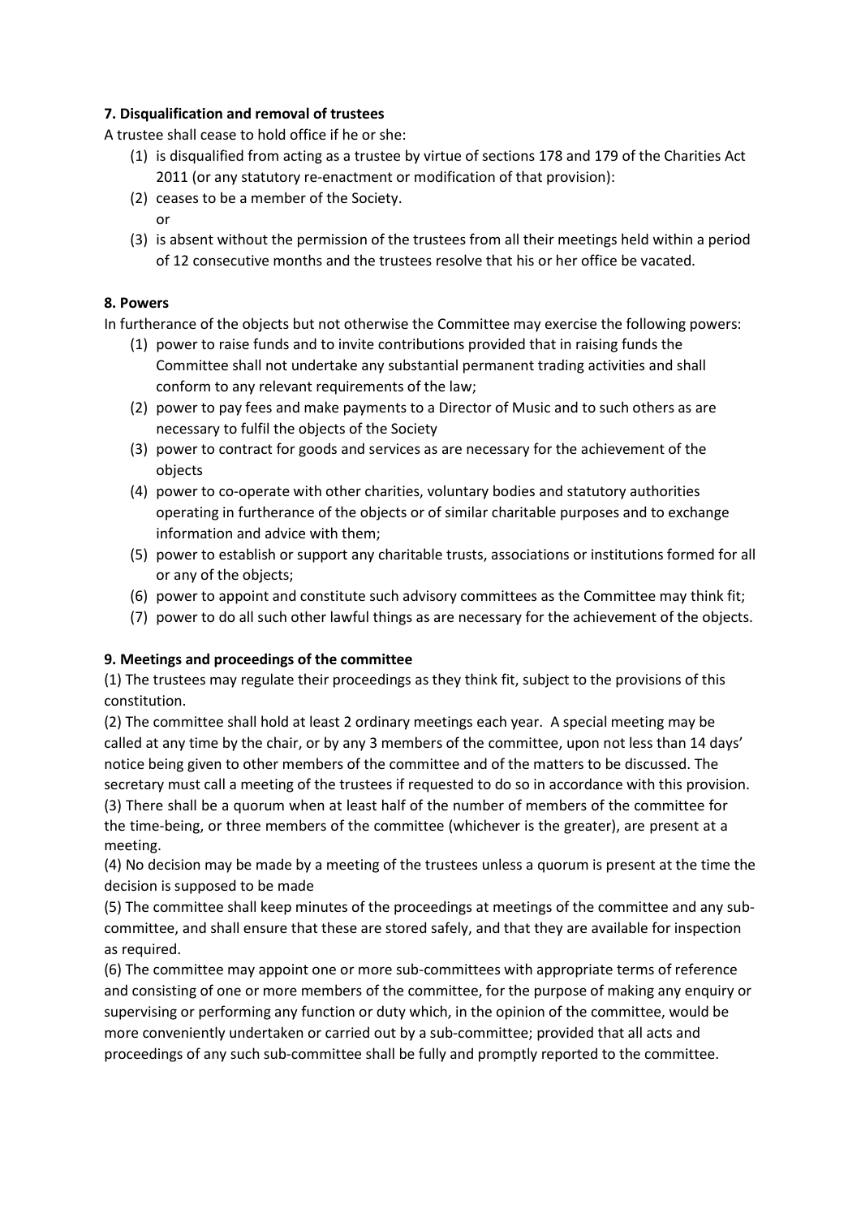**7. Disqualification and removal of trustees**

A trustee shall cease to hold office if he or she:

(1) is disqualified from acting as a trustee by virtue of sections 178 and 179 of the Charities Act 2011 (or any statutory re-enactment or modification of that provision):

(2) ceases to be a member of the Society.

or

(3) is absent without the permission of the trustees from all their meetings held within a period of 12 consecutive months and the trustees resolve that his or her office be vacated.

**8. Powers**

In furtherance of the objects but not otherwise the Committee may exercise the following powers:

(1) power to raise funds and to invite contributions provided that in raising funds the Committee shall not undertake any substantial permanent trading activities and shall conform to any relevant requirements of the law;

(2) power to pay fees and make payments to a Director of Music and to such others as are necessary to fulfil the objects of the Society

(3) power to contract for goods and services as are necessary for the achievement of the objects

(4) power to co-operate with other charities, voluntary bodies and statutory authorities operating in furtherance of the objects or of similar charitable purposes and to exchange information and advice with them;

(5) power to establish or support any charitable trusts, associations or institutions formed for all or any of the objects;

(6) power to appoint and constitute such advisory committees as the Committee may think fit;

(7) power to do all such other lawful things as are necessary for the achievement of the objects.

**9. Meetings and proceedings of the committee**

(1) The trustees may regulate their proceedings as they think fit, subject to the provisions of this constitution.

(2) The committee shall hold at least 2 ordinary meetings each year. A special meeting may be called at any time by the chair, or by any 3 members of the committee, upon not less than 14 days' notice being given to other members of the committee and of the matters to be discussed. The secretary must call a meeting of the trustees if requested to do so in accordance with this provision.

(3) There shall be a quorum when at least half of the number of members of the committee for the time-being, or three members of the committee (whichever is the greater), are present at a meeting.

(4) No decision may be made by a meeting of the trustees unless a quorum is present at the time the decision is supposed to be made

(5) The committee shall keep minutes of the proceedings at meetings of the committee and any sub-committee, and shall ensure that these are stored safely, and that they are available for inspection as required.

(6) The committee may appoint one or more sub-committees with appropriate terms of reference and consisting of one or more members of the committee, for the purpose of making any enquiry or supervising or performing any function or duty which, in the opinion of the committee, would be more conveniently undertaken or carried out by a sub-committee; provided that all acts and proceedings of any such sub-committee shall be fully and promptly reported to the committee.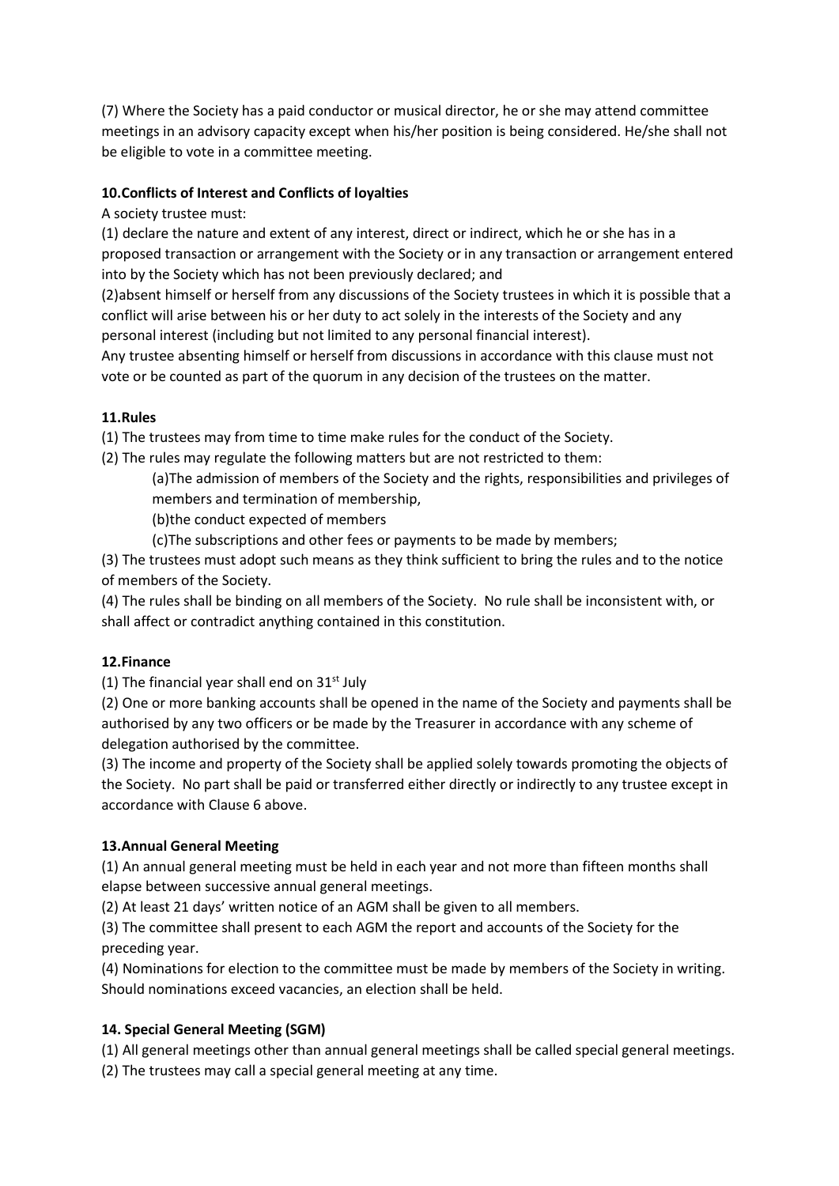(7) Where the Society has a paid conductor or musical director, he or she may attend committee meetings in an advisory capacity except when his/her position is being considered. He/she shall not be eligible to vote in a committee meeting.

**10.Conflicts of Interest and Conflicts of loyalties**

A society trustee must:

(1) declare the nature and extent of any interest, direct or indirect, which he or she has in a proposed transaction or arrangement with the Society or in any transaction or arrangement entered into by the Society which has not been previously declared; and

(2)absent himself or herself from any discussions of the Society trustees in which it is possible that a conflict will arise between his or her duty to act solely in the interests of the Society and any personal interest (including but not limited to any personal financial interest).

Any trustee absenting himself or herself from discussions in accordance with this clause must not vote or be counted as part of the quorum in any decision of the trustees on the matter.

**11.Rules**

(1) The trustees may from time to time make rules for the conduct of the Society.

(2) The rules may regulate the following matters but are not restricted to them:

(a)The admission of members of the Society and the rights, responsibilities and privileges of members and termination of membership,

(b)the conduct expected of members

(c)The subscriptions and other fees or payments to be made by members;

(3) The trustees must adopt such means as they think sufficient to bring the rules and to the notice of members of the Society.

(4) The rules shall be binding on all members of the Society. No rule shall be inconsistent with, or shall affect or contradict anything contained in this constitution.

**12.Finance**

(1) The financial year shall end on 31st July

(2) One or more banking accounts shall be opened in the name of the Society and payments shall be authorised by any two officers or be made by the Treasurer in accordance with any scheme of delegation authorised by the committee.

(3) The income and property of the Society shall be applied solely towards promoting the objects of the Society. No part shall be paid or transferred either directly or indirectly to any trustee except in accordance with Clause 6 above.

**13.Annual General Meeting**

(1) An annual general meeting must be held in each year and not more than fifteen months shall elapse between successive annual general meetings.

(2) At least 21 days' written notice of an AGM shall be given to all members.

(3) The committee shall present to each AGM the report and accounts of the Society for the preceding year.

(4) Nominations for election to the committee must be made by members of the Society in writing. Should nominations exceed vacancies, an election shall be held.

**14. Special General Meeting (SGM)**

(1) All general meetings other than annual general meetings shall be called special general meetings.

(2) The trustees may call a special general meeting at any time.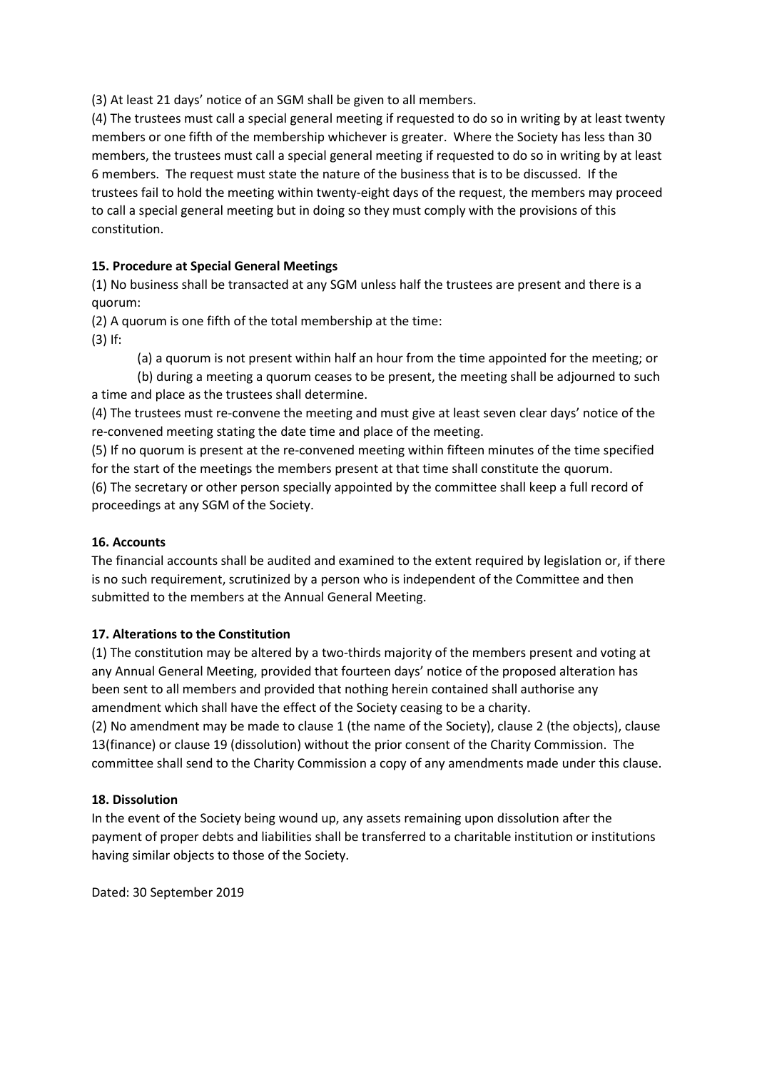(3) At least 21 days' notice of an SGM shall be given to all members.

(4) The trustees must call a special general meeting if requested to do so in writing by at least twenty members or one fifth of the membership whichever is greater. Where the Society has less than 30 members, the trustees must call a special general meeting if requested to do so in writing by at least 6 members. The request must state the nature of the business that is to be discussed. If the trustees fail to hold the meeting within twenty-eight days of the request, the members may proceed to call a special general meeting but in doing so they must comply with the provisions of this constitution.

**15. Procedure at Special General Meetings**

(1) No business shall be transacted at any SGM unless half the trustees are present and there is a quorum:

(2) A quorum is one fifth of the total membership at the time:

(3) If:

(a) a quorum is not present within half an hour from the time appointed for the meeting; or

(b) during a meeting a quorum ceases to be present, the meeting shall be adjourned to such a time and place as the trustees shall determine.

(4) The trustees must re-convene the meeting and must give at least seven clear days' notice of the re-convened meeting stating the date time and place of the meeting.

(5) If no quorum is present at the re-convened meeting within fifteen minutes of the time specified for the start of the meetings the members present at that time shall constitute the quorum.

(6) The secretary or other person specially appointed by the committee shall keep a full record of proceedings at any SGM of the Society.

**16. Accounts**

The financial accounts shall be audited and examined to the extent required by legislation or, if there is no such requirement, scrutinized by a person who is independent of the Committee and then submitted to the members at the Annual General Meeting.

**17. Alterations to the Constitution**

(1) The constitution may be altered by a two-thirds majority of the members present and voting at any Annual General Meeting, provided that fourteen days' notice of the proposed alteration has been sent to all members and provided that nothing herein contained shall authorise any amendment which shall have the effect of the Society ceasing to be a charity.

(2) No amendment may be made to clause 1 (the name of the Society), clause 2 (the objects), clause 13(finance) or clause 19 (dissolution) without the prior consent of the Charity Commission. The committee shall send to the Charity Commission a copy of any amendments made under this clause.

**18. Dissolution**

In the event of the Society being wound up, any assets remaining upon dissolution after the payment of proper debts and liabilities shall be transferred to a charitable institution or institutions having similar objects to those of the Society.

Dated: 30 September 2019